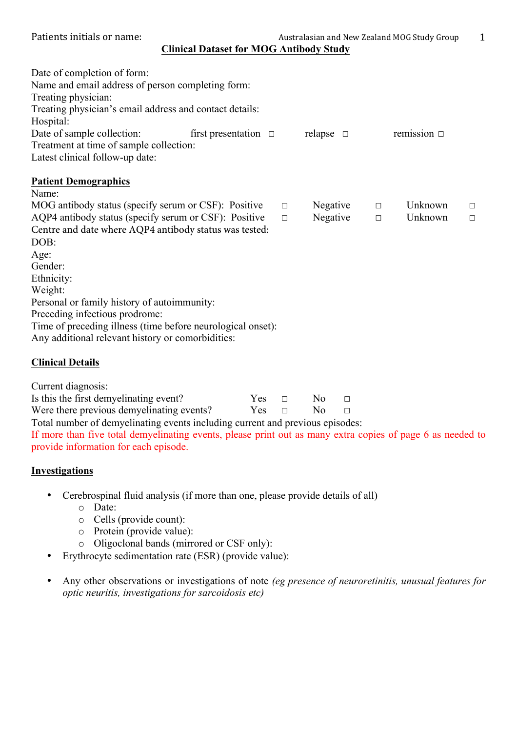Patients initials or name:

## Clinical Dataset for MOG Antibody Study

Date of completion of form:
Name and email address of person completing form:
Treating physician:
Treating physician's email address and contact details:
Hospital:
Date of sample collection: first presentation □ relapse □ remission □
Treatment at time of sample collection:
Latest clinical follow-up date:

### Patient Demographics

Name:
MOG antibody status (specify serum or CSF): Positive □ Negative □ Unknown □
AQP4 antibody status (specify serum or CSF): Positive □ Negative □ Unknown □
Centre and date where AQP4 antibody status was tested:
DOB:
Age:
Gender:
Ethnicity:
Weight:
Personal or family history of autoimmunity:
Preceding infectious prodrome:
Time of preceding illness (time before neurological onset):
Any additional relevant history or comorbidities:

### Clinical Details

Current diagnosis:
Is this the first demyelinating event? Yes □ No □
Were there previous demyelinating events? Yes □ No □
Total number of demyelinating events including current and previous episodes:
If more than five total demyelinating events, please print out as many extra copies of page 6 as needed to provide information for each episode.

### Investigations

- Cerebrospinal fluid analysis (if more than one, please provide details of all)
  - Date:
  - Cells (provide count):
  - Protein (provide value):
  - Oligoclonal bands (mirrored or CSF only):
- Erythrocyte sedimentation rate (ESR) (provide value):
- Any other observations or investigations of note *(eg presence of neuroretinitis, unusual features for optic neuritis, investigations for sarcoidosis etc)*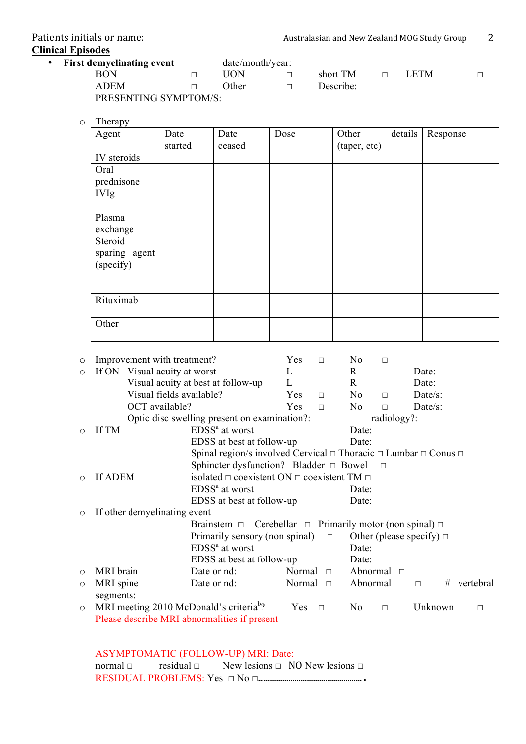Patients initials or name:

## Clinical Episodes

- **First demyelinating event** date/month/year:

  BON □ UON □ short TM □ LETM □

  ADEM □ Other □ Describe:

  PRESENTING SYMPTOM/S:

  - Therapy

| Agent | Date started | Date ceased | Dose | Other details (taper, etc) | Response |
|---|---|---|---|---|---|
| IV steroids | | | | | |
| Oral prednisone | | | | | |
| IVIg | | | | | |
| Plasma exchange | | | | | |
| Steroid sparing agent (specify) | | | | | |
| Rituximab | | | | | |
| Other | | | | | |

- Improvement with treatment? Yes □ No □
- If ON Visual acuity at worst L R Date:
  - Visual acuity at best at follow-up L R Date:
  - Visual fields available? Yes □ No □ Date/s:
  - OCT available? Yes □ No □ Date/s:
  - Optic disc swelling present on examination?: radiology?:
- If TM EDSS[a] at worst Date:
  - EDSS at best at follow-up Date:
  - Spinal region/s involved Cervical □ Thoracic □ Lumbar □ Conus □
  - Sphincter dysfunction? Bladder □ Bowel □
- If ADEM isolated □ coexistent ON □ coexistent TM □
  - EDSS[a] at worst Date:
  - EDSS at best at follow-up Date:
- If other demyelinating event
  - Brainstem □ Cerebellar □ Primarily motor (non spinal) □
  - Primarily sensory (non spinal) □ Other (please specify) □
  - EDSS[a] at worst Date:
  - EDSS at best at follow-up Date:
- MRI brain Date or nd: Normal □ Abnormal □
- MRI spine Date or nd: Normal □ Abnormal □ # vertebral segments:
- MRI meeting 2010 McDonald's criteria[b]? Yes □ No □ Unknown □

  Please describe MRI abnormalities if present

ASYMPTOMATIC (FOLLOW-UP) MRI: Date:

normal □ residual □ New lesions □ NO New lesions □

RESIDUAL PROBLEMS: Yes □ No □.................................................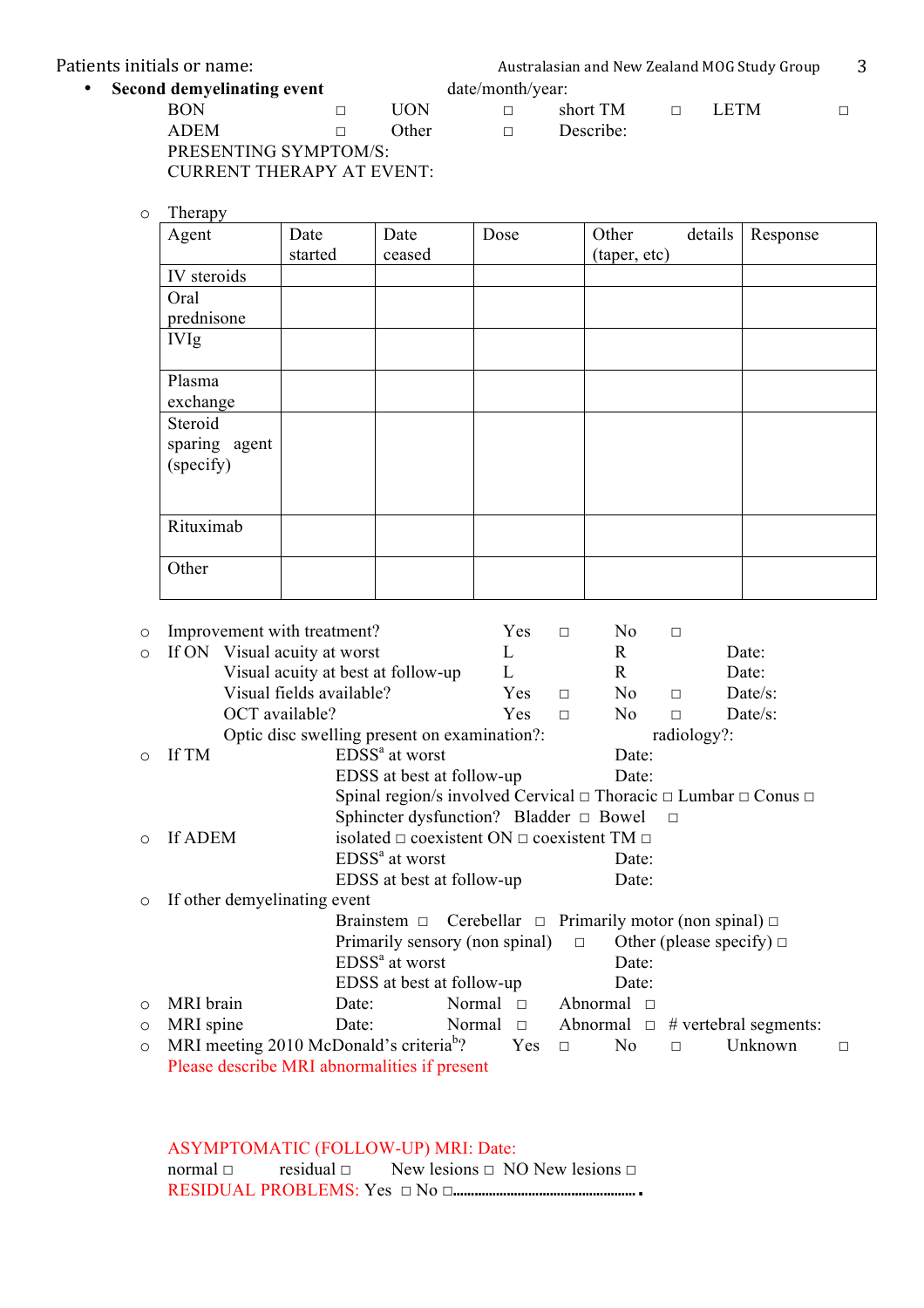Patients initials or name:

- **Second demyelinating event** date/month/year:

  BON ☐ UON ☐ short TM ☐ LETM ☐

  ADEM ☐ Other ☐ Describe:

  PRESENTING SYMPTOM/S:

  CURRENT THERAPY AT EVENT:

  - Therapy

| Agent | Date started | Date ceased | Dose | Other details (taper, etc) | Response |
|---|---|---|---|---|---|
| IV steroids | | | | | |
| Oral prednisone | | | | | |
| IVIg | | | | | |
| Plasma exchange | | | | | |
| Steroid sparing agent (specify) | | | | | |
| Rituximab | | | | | |
| Other | | | | | |

  - Improvement with treatment? Yes ☐ No ☐
  - If ON Visual acuity at worst L R Date:

    Visual acuity at best at follow-up L R Date:

    Visual fields available? Yes ☐ No ☐ Date/s:

    OCT available? Yes ☐ No ☐ Date/s:

    Optic disc swelling present on examination?: radiology?:
  - If TM EDSS[a] at worst Date:

    EDSS at best at follow-up Date:

    Spinal region/s involved Cervical ☐ Thoracic ☐ Lumbar ☐ Conus ☐

    Sphincter dysfunction? Bladder ☐ Bowel ☐
  - If ADEM isolated ☐ coexistent ON ☐ coexistent TM ☐

    EDSS[a] at worst Date:

    EDSS at best at follow-up Date:
  - If other demyelinating event

    Brainstem ☐ Cerebellar ☐ Primarily motor (non spinal) ☐

    Primarily sensory (non spinal) ☐ Other (please specify) ☐

    EDSS[a] at worst Date:

    EDSS at best at follow-up Date:
  - MRI brain Date: Normal ☐ Abnormal ☐
  - MRI spine Date: Normal ☐ Abnormal ☐ # vertebral segments:
  - MRI meeting 2010 McDonald's criteria[b]? Yes ☐ No ☐ Unknown ☐

    Please describe MRI abnormalities if present

  ASYMPTOMATIC (FOLLOW-UP) MRI: Date:

  normal ☐ residual ☐ New lesions ☐ NO New lesions ☐

  RESIDUAL PROBLEMS: Yes ☐ No ☐.................................................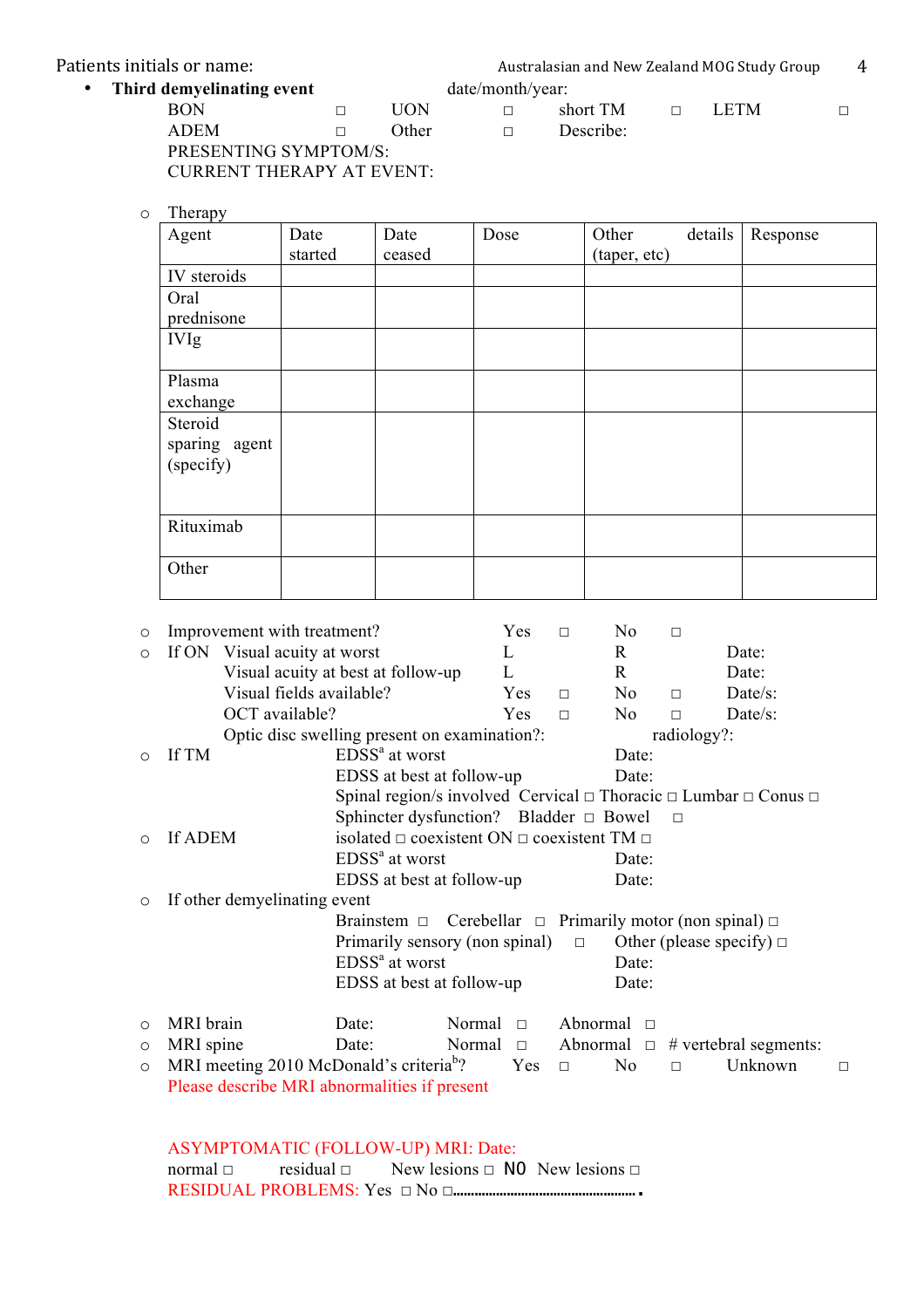Patients initials or name:

- **Third demyelinating event** date/month/year:

BON □ UON □ short TM □ LETM □
ADEM □ Other □ Describe:
PRESENTING SYMPTOM/S:
CURRENT THERAPY AT EVENT:

- Therapy

| Agent | Date started | Date ceased | Dose | Other details (taper, etc) | Response |
|---|---|---|---|---|---|
| IV steroids | | | | | |
| Oral prednisone | | | | | |
| IVIg | | | | | |
| Plasma exchange | | | | | |
| Steroid sparing agent (specify) | | | | | |
| Rituximab | | | | | |
| Other | | | | | |

- Improvement with treatment? Yes □ No □
- If ON Visual acuity at worst L R Date:
  Visual acuity at best at follow-up L R Date:
  Visual fields available? Yes □ No □ Date/s:
  OCT available? Yes □ No □ Date/s:
  Optic disc swelling present on examination?: radiology?:
- If TM EDSS[a] at worst Date:
  EDSS at best at follow-up Date:
  Spinal region/s involved Cervical □ Thoracic □ Lumbar □ Conus □
  Sphincter dysfunction? Bladder □ Bowel □
- If ADEM isolated □ coexistent ON □ coexistent TM □
  EDSS[a] at worst Date:
  EDSS at best at follow-up Date:
- If other demyelinating event
  Brainstem □ Cerebellar □ Primarily motor (non spinal) □
  Primarily sensory (non spinal) □ Other (please specify) □
  EDSS[a] at worst Date:
  EDSS at best at follow-up Date:

- MRI brain Date: Normal □ Abnormal □
- MRI spine Date: Normal □ Abnormal □ # vertebral segments:
- MRI meeting 2010 McDonald's criteria[b]? Yes □ No □ Unknown □
  Please describe MRI abnormalities if present

ASYMPTOMATIC (FOLLOW-UP) MRI: Date:
normal □ residual □ New lesions □ NO New lesions □
RESIDUAL PROBLEMS: Yes □ No □..................................................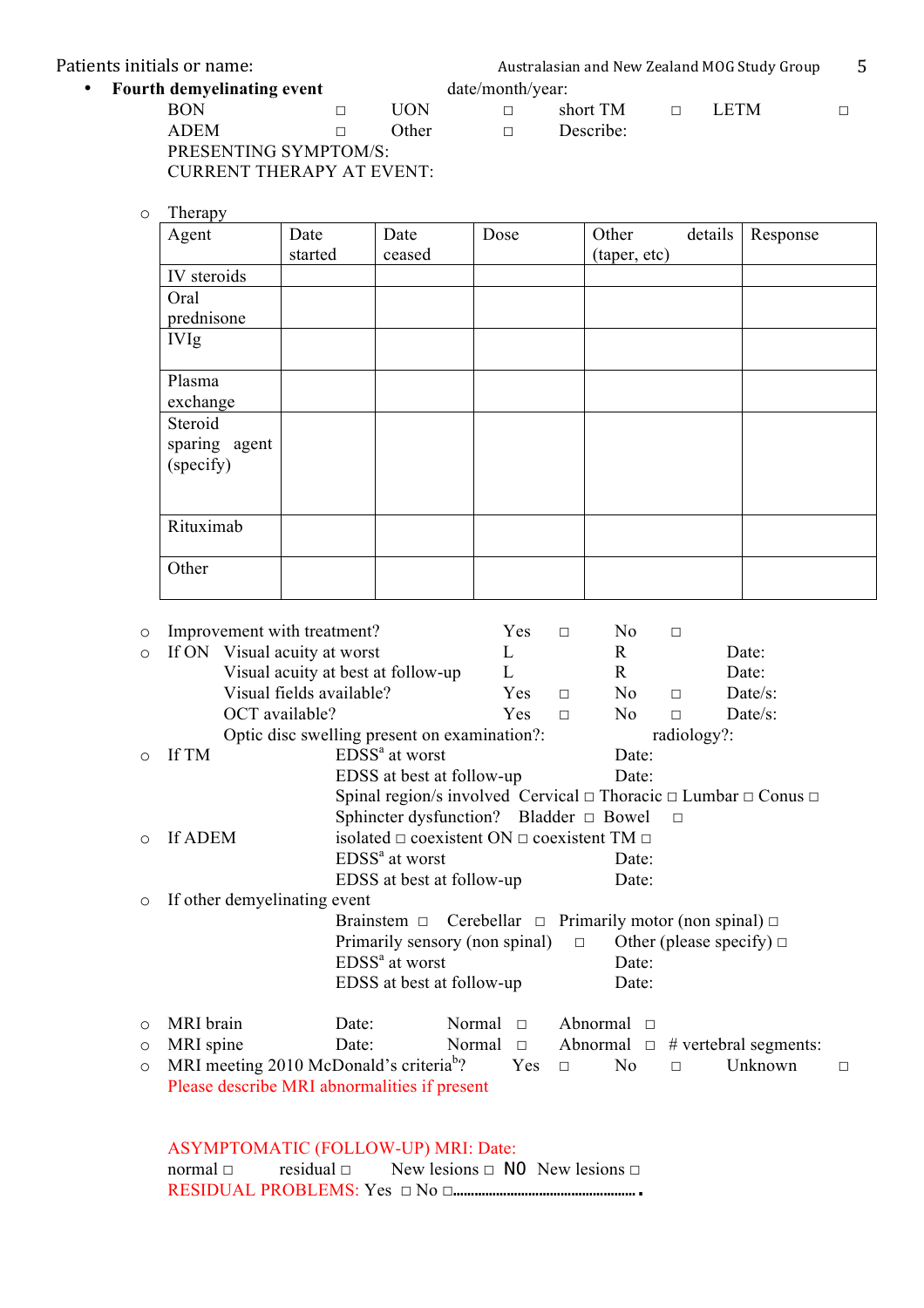Patients initials or name:

- **Fourth demyelinating event** date/month/year:

BON □ UON □ short TM □ LETM □
ADEM □ Other □ Describe:
PRESENTING SYMPTOM/S:
CURRENT THERAPY AT EVENT:

- Therapy

| Agent | Date started | Date ceased | Dose | Other details (taper, etc) | Response |
|---|---|---|---|---|---|
| IV steroids | | | | | |
| Oral prednisone | | | | | |
| IVIg | | | | | |
| Plasma exchange | | | | | |
| Steroid sparing agent (specify) | | | | | |
| Rituximab | | | | | |
| Other | | | | | |

- Improvement with treatment? Yes □ No □
- If ON Visual acuity at worst L R Date:
  Visual acuity at best at follow-up L R Date:
  Visual fields available? Yes □ No □ Date/s:
  OCT available? Yes □ No □ Date/s:
  Optic disc swelling present on examination?: radiology?:
- If TM EDSS[a] at worst Date:
  EDSS at best at follow-up Date:
  Spinal region/s involved Cervical □ Thoracic □ Lumbar □ Conus □
  Sphincter dysfunction? Bladder □ Bowel □
- If ADEM isolated □ coexistent ON □ coexistent TM □
  EDSS[a] at worst Date:
  EDSS at best at follow-up Date:
- If other demyelinating event
  Brainstem □ Cerebellar □ Primarily motor (non spinal) □
  Primarily sensory (non spinal) □ Other (please specify) □
  EDSS[a] at worst Date:
  EDSS at best at follow-up Date:

- MRI brain Date: Normal □ Abnormal □
- MRI spine Date: Normal □ Abnormal □ # vertebral segments:
- MRI meeting 2010 McDonald's criteria[b]? Yes □ No □ Unknown □
  Please describe MRI abnormalities if present

ASYMPTOMATIC (FOLLOW-UP) MRI: Date:
normal □ residual □ New lesions □ NO New lesions □
RESIDUAL PROBLEMS: Yes □ No □.................................................. .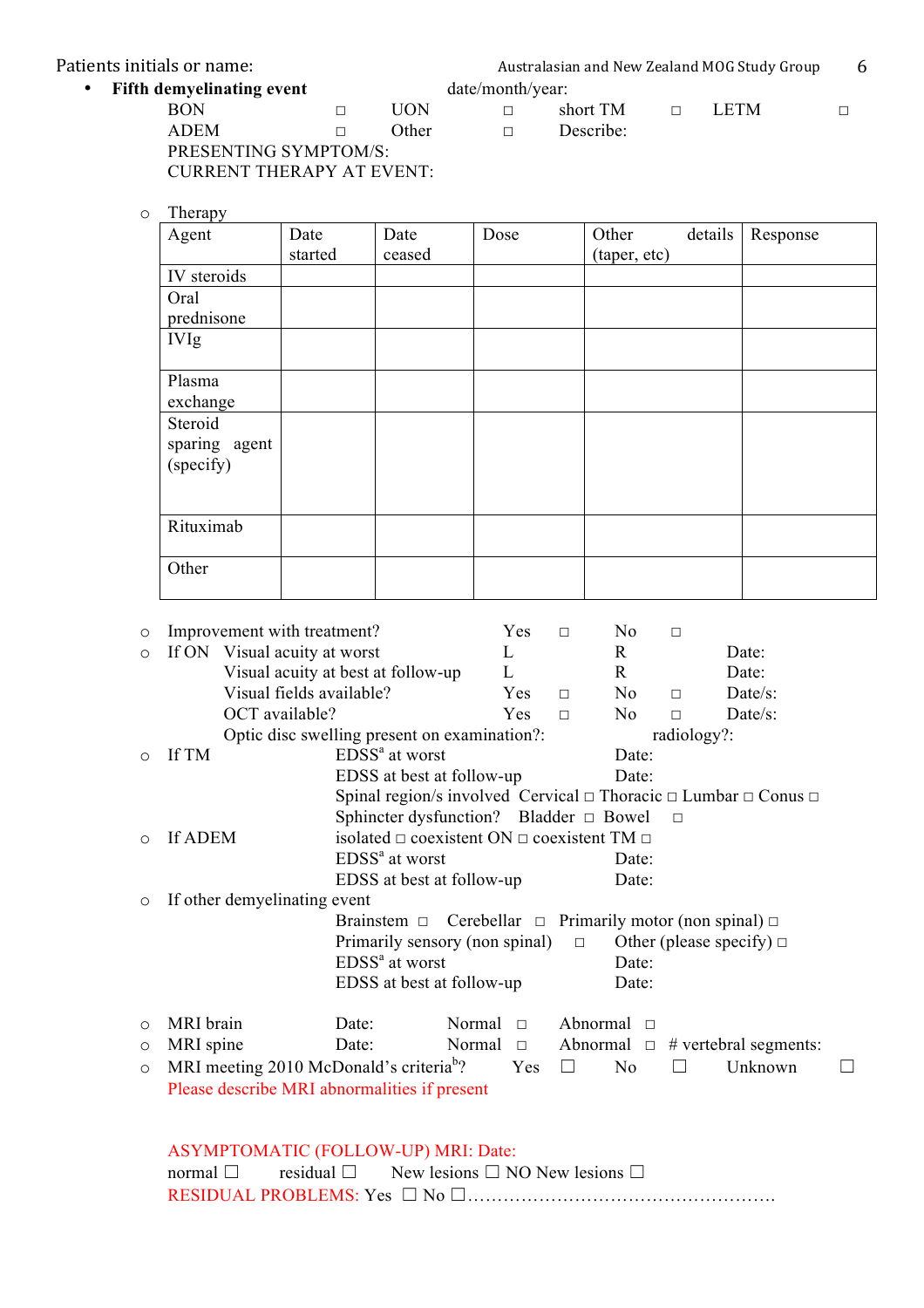Patients initials or name:

- **Fifth demyelinating event** date/month/year:

  BON □ UON □ short TM □ LETM □
  ADEM □ Other □ Describe:
  PRESENTING SYMPTOM/S:
  CURRENT THERAPY AT EVENT:

  - Therapy

| Agent | Date started | Date ceased | Dose | Other details (taper, etc) | Response |
|---|---|---|---|---|---|
| IV steroids | | | | | |
| Oral prednisone | | | | | |
| IVIg | | | | | |
| Plasma exchange | | | | | |
| Steroid sparing agent (specify) | | | | | |
| Rituximab | | | | | |
| Other | | | | | |

- Improvement with treatment? Yes □ No □
- If ON Visual acuity at worst L R Date:
  Visual acuity at best at follow-up L R Date:
  Visual fields available? Yes □ No □ Date/s:
  OCT available? Yes □ No □ Date/s:
  Optic disc swelling present on examination?: radiology?:
- If TM EDSS[a] at worst Date:
  EDSS at best at follow-up Date:
  Spinal region/s involved Cervical □ Thoracic □ Lumbar □ Conus □
  Sphincter dysfunction? Bladder □ Bowel □
- If ADEM isolated □ coexistent ON □ coexistent TM □
  EDSS[a] at worst Date:
  EDSS at best at follow-up Date:
- If other demyelinating event
  Brainstem □ Cerebellar □ Primarily motor (non spinal) □
  Primarily sensory (non spinal) □ Other (please specify) □
  EDSS[a] at worst Date:
  EDSS at best at follow-up Date:

- MRI brain Date: Normal □ Abnormal □
- MRI spine Date: Normal □ Abnormal □ # vertebral segments:
- MRI meeting 2010 McDonald's criteria[b]? Yes ☐ No ☐ Unknown ☐
  Please describe MRI abnormalities if present

ASYMPTOMATIC (FOLLOW-UP) MRI: Date:
normal ☐ residual ☐ New lesions ☐ NO New lesions ☐
RESIDUAL PROBLEMS: Yes ☐ No ☐……………………………………………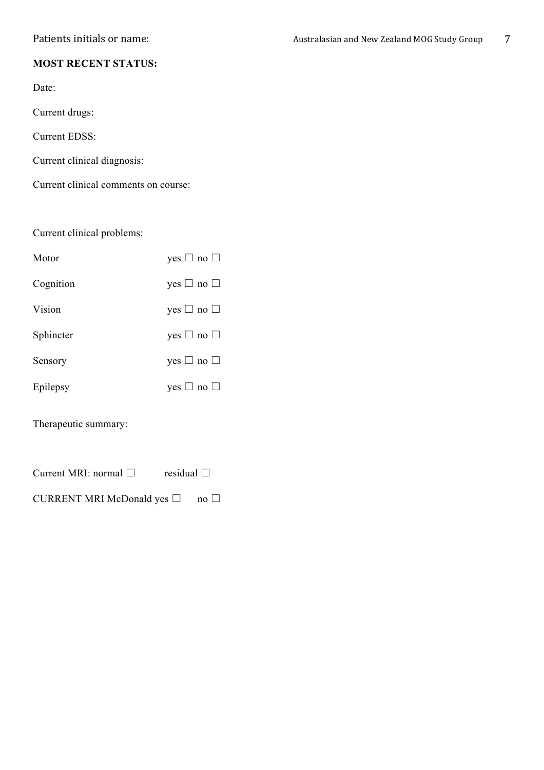Patients initials or name:

**MOST RECENT STATUS:**

Date:

Current drugs:

Current EDSS:

Current clinical diagnosis:

Current clinical comments on course:

Current clinical problems:

Motor yes ☐ no ☐

Cognition yes ☐ no ☐

Vision yes ☐ no ☐

Sphincter yes ☐ no ☐

Sensory yes ☐ no ☐

Epilepsy yes ☐ no ☐

Therapeutic summary:

Current MRI: normal ☐ residual ☐

CURRENT MRI McDonald yes ☐ no ☐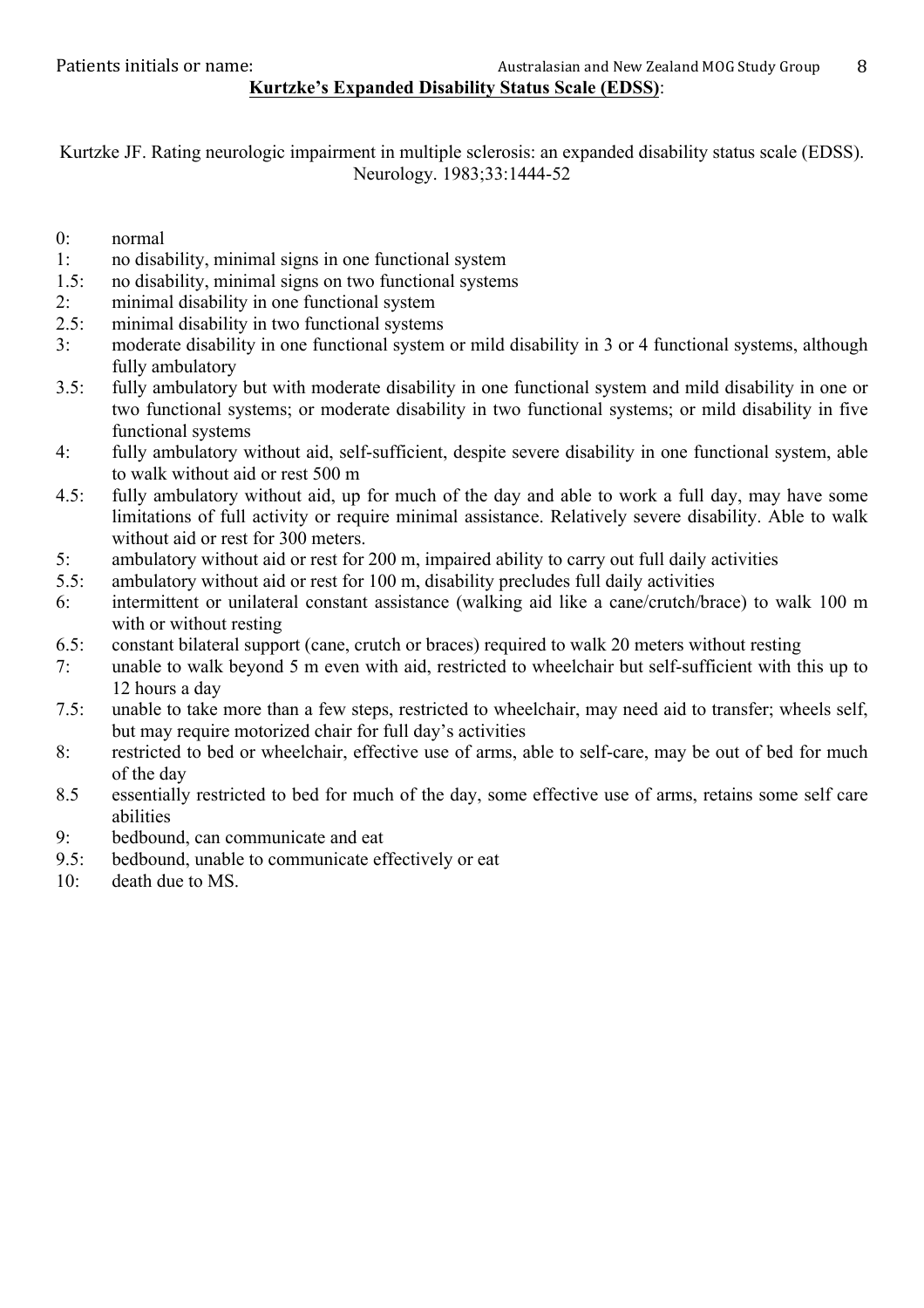Patients initials or name:

## Kurtzke's Expanded Disability Status Scale (EDSS):

Kurtzke JF. Rating neurologic impairment in multiple sclerosis: an expanded disability status scale (EDSS). Neurology. 1983;33:1444-52

- 0: normal
- 1: no disability, minimal signs in one functional system
- 1.5: no disability, minimal signs on two functional systems
- 2: minimal disability in one functional system
- 2.5: minimal disability in two functional systems
- 3: moderate disability in one functional system or mild disability in 3 or 4 functional systems, although fully ambulatory
- 3.5: fully ambulatory but with moderate disability in one functional system and mild disability in one or two functional systems; or moderate disability in two functional systems; or mild disability in five functional systems
- 4: fully ambulatory without aid, self-sufficient, despite severe disability in one functional system, able to walk without aid or rest 500 m
- 4.5: fully ambulatory without aid, up for much of the day and able to work a full day, may have some limitations of full activity or require minimal assistance. Relatively severe disability. Able to walk without aid or rest for 300 meters.
- 5: ambulatory without aid or rest for 200 m, impaired ability to carry out full daily activities
- 5.5: ambulatory without aid or rest for 100 m, disability precludes full daily activities
- 6: intermittent or unilateral constant assistance (walking aid like a cane/crutch/brace) to walk 100 m with or without resting
- 6.5: constant bilateral support (cane, crutch or braces) required to walk 20 meters without resting
- 7: unable to walk beyond 5 m even with aid, restricted to wheelchair but self-sufficient with this up to 12 hours a day
- 7.5: unable to take more than a few steps, restricted to wheelchair, may need aid to transfer; wheels self, but may require motorized chair for full day's activities
- 8: restricted to bed or wheelchair, effective use of arms, able to self-care, may be out of bed for much of the day
- 8.5 essentially restricted to bed for much of the day, some effective use of arms, retains some self care abilities
- 9: bedbound, can communicate and eat
- 9.5: bedbound, unable to communicate effectively or eat
- 10: death due to MS.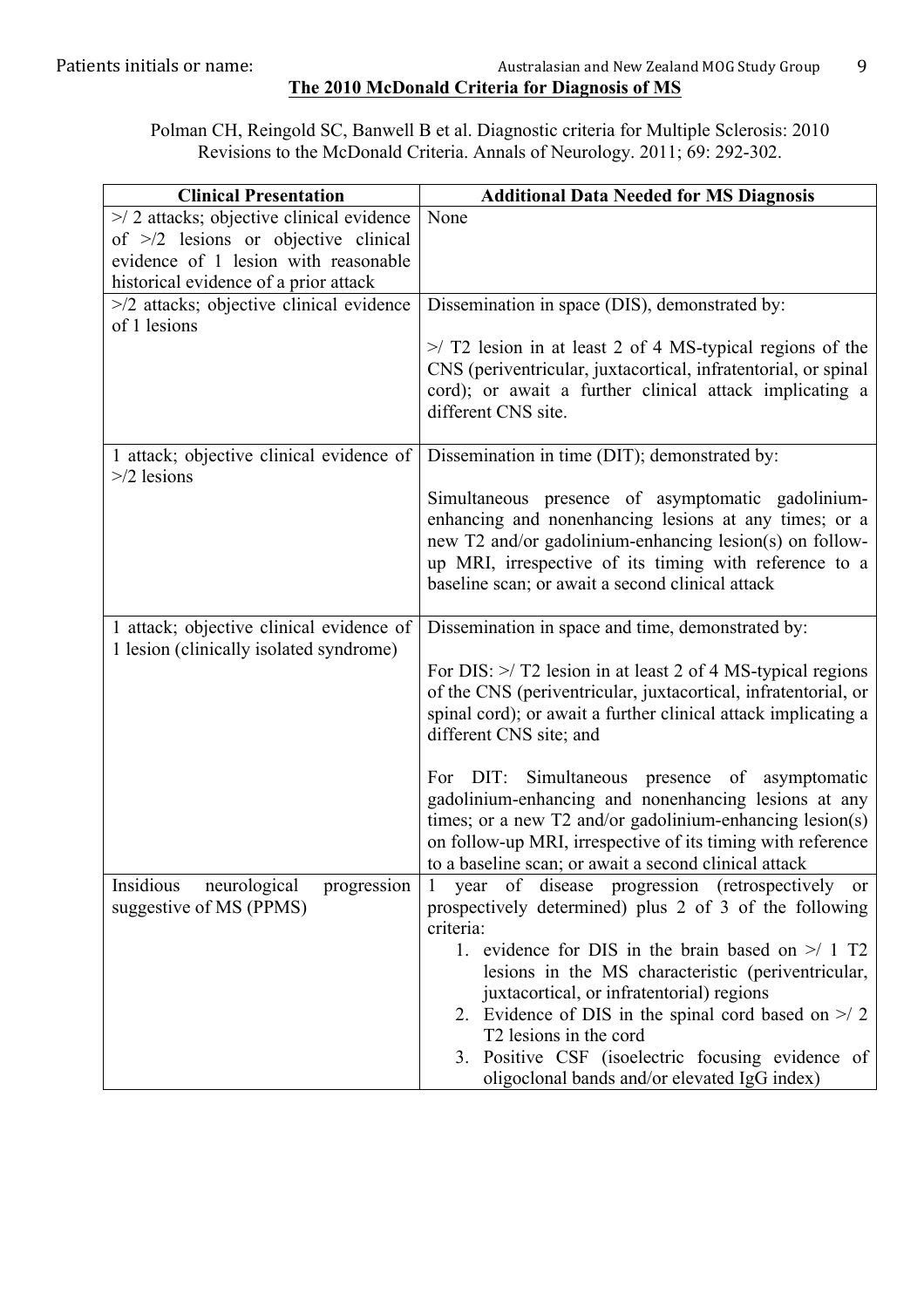**The 2010 McDonald Criteria for Diagnosis of MS**

Polman CH, Reingold SC, Banwell B et al. Diagnostic criteria for Multiple Sclerosis: 2010 Revisions to the McDonald Criteria. Annals of Neurology. 2011; 69: 292-302.

| Clinical Presentation | Additional Data Needed for MS Diagnosis |
|---|---|
| >/ 2 attacks; objective clinical evidence of >/2 lesions or objective clinical evidence of 1 lesion with reasonable historical evidence of a prior attack | None |
| >/2 attacks; objective clinical evidence of 1 lesions | Dissemination in space (DIS), demonstrated by:<br><br>>/ T2 lesion in at least 2 of 4 MS-typical regions of the CNS (periventricular, juxtacortical, infratentorial, or spinal cord); or await a further clinical attack implicating a different CNS site. |
| 1 attack; objective clinical evidence of >/2 lesions | Dissemination in time (DIT); demonstrated by:<br><br>Simultaneous presence of asymptomatic gadolinium-enhancing and nonenhancing lesions at any times; or a new T2 and/or gadolinium-enhancing lesion(s) on follow-up MRI, irrespective of its timing with reference to a baseline scan; or await a second clinical attack |
| 1 attack; objective clinical evidence of 1 lesion (clinically isolated syndrome) | Dissemination in space and time, demonstrated by:<br><br>For DIS: >/ T2 lesion in at least 2 of 4 MS-typical regions of the CNS (periventricular, juxtacortical, infratentorial, or spinal cord); or await a further clinical attack implicating a different CNS site; and<br><br>For DIT: Simultaneous presence of asymptomatic gadolinium-enhancing and nonenhancing lesions at any times; or a new T2 and/or gadolinium-enhancing lesion(s) on follow-up MRI, irrespective of its timing with reference to a baseline scan; or await a second clinical attack |
| Insidious neurological progression suggestive of MS (PPMS) | 1 year of disease progression (retrospectively or prospectively determined) plus 2 of 3 of the following criteria:<br>1. evidence for DIS in the brain based on >/ 1 T2 lesions in the MS characteristic (periventricular, juxtacortical, or infratentorial) regions<br>2. Evidence of DIS in the spinal cord based on >/ 2 T2 lesions in the cord<br>3. Positive CSF (isoelectric focusing evidence of oligoclonal bands and/or elevated IgG index) |